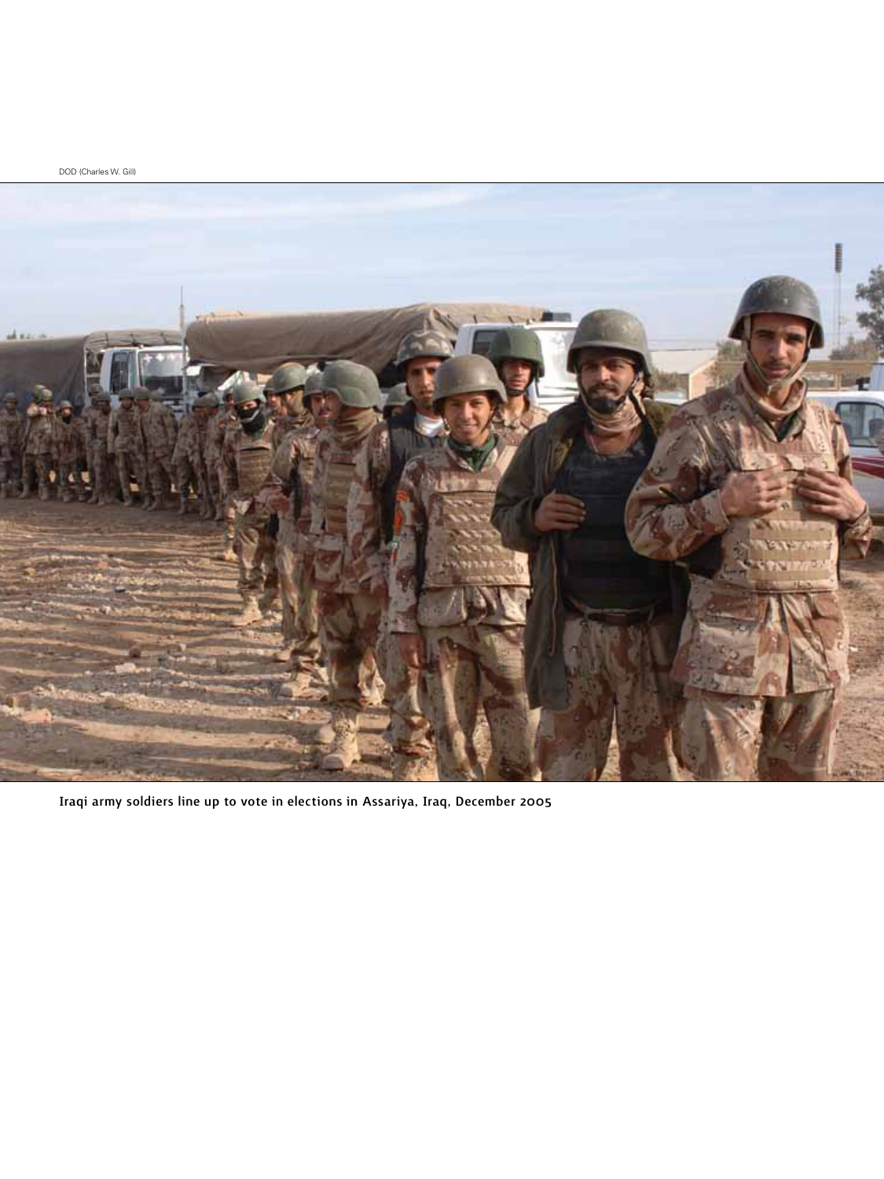DOD (Charles W. Gill)

Iraqi army soldiers line up to vote in elections in Assariya, Iraq, December 2005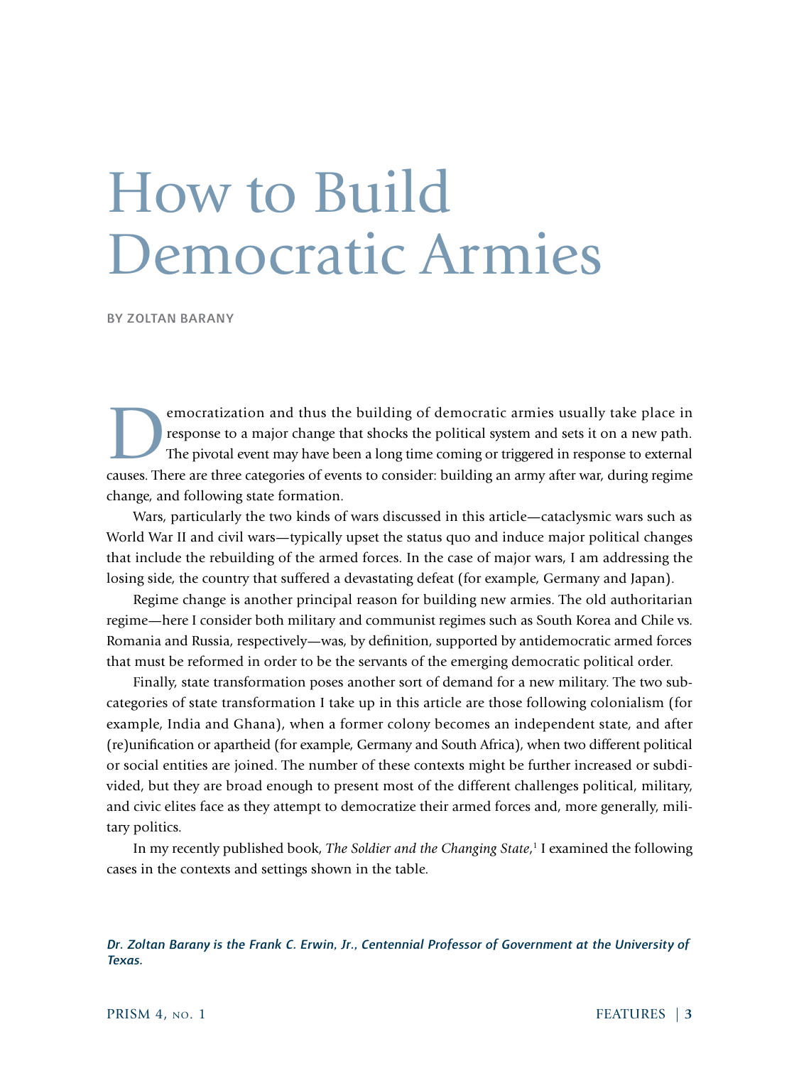# How to Build Democratic Armies

BY ZOLTAN BARANY

Democratization and thus the building of democratic armies usually take place in response to a major change that shocks the political system and sets it on a new path. The pivotal event may have been a long time coming or triggered in response to external causes. There are three categories of events to consider: building an army after war, during regime change, and following state formation.

Wars, particularly the two kinds of wars discussed in this article—cataclysmic wars such as World War II and civil wars—typically upset the status quo and induce major political changes that include the rebuilding of the armed forces. In the case of major wars, I am addressing the losing side, the country that suffered a devastating defeat (for example, Germany and Japan).

Regime change is another principal reason for building new armies. The old authoritarian regime—here I consider both military and communist regimes such as South Korea and Chile vs. Romania and Russia, respectively—was, by definition, supported by antidemocratic armed forces that must be reformed in order to be the servants of the emerging democratic political order.

Finally, state transformation poses another sort of demand for a new military. The two subcategories of state transformation I take up in this article are those following colonialism (for example, India and Ghana), when a former colony becomes an independent state, and after (re)unification or apartheid (for example, Germany and South Africa), when two different political or social entities are joined. The number of these contexts might be further increased or subdivided, but they are broad enough to present most of the different challenges political, military, and civic elites face as they attempt to democratize their armed forces and, more generally, military politics.

In my recently published book, *The Soldier and the Changing State*,[1] I examined the following cases in the contexts and settings shown in the table.

***Dr. Zoltan Barany is the Frank C. Erwin, Jr., Centennial Professor of Government at the University of Texas.***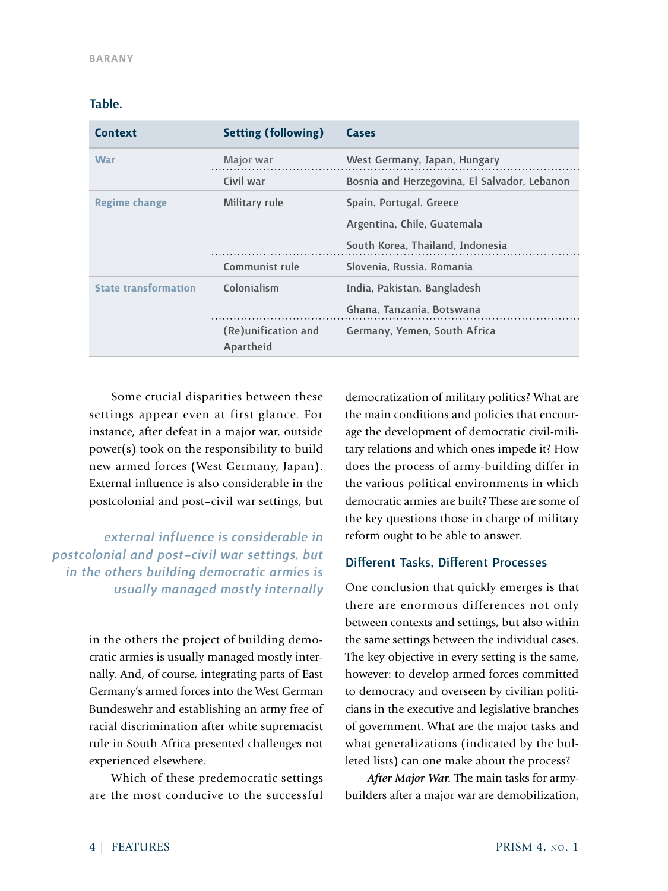**Table.**

| Context | Setting (following) | Cases |
|---|---|---|
| War | Major war | West Germany, Japan, Hungary |
| | Civil war | Bosnia and Herzegovina, El Salvador, Lebanon |
| Regime change | Military rule | Spain, Portugal, Greece |
| | | Argentina, Chile, Guatemala |
| | | South Korea, Thailand, Indonesia |
| | Communist rule | Slovenia, Russia, Romania |
| State transformation | Colonialism | India, Pakistan, Bangladesh |
| | | Ghana, Tanzania, Botswana |
| | (Re)unification and Apartheid | Germany, Yemen, South Africa |

Some crucial disparities between these settings appear even at first glance. For instance, after defeat in a major war, outside power(s) took on the responsibility to build new armed forces (West Germany, Japan). External influence is also considerable in the postcolonial and post–civil war settings, but in the others the project of building democratic armies is usually managed mostly internally. And, of course, integrating parts of East Germany's armed forces into the West German Bundeswehr and establishing an army free of racial discrimination after white supremacist rule in South Africa presented challenges not experienced elsewhere.

> *external influence is considerable in postcolonial and post–civil war settings, but in the others building democratic armies is usually managed mostly internally*

Which of these predemocratic settings are the most conducive to the successful democratization of military politics? What are the main conditions and policies that encourage the development of democratic civil-military relations and which ones impede it? How does the process of army-building differ in the various political environments in which democratic armies are built? These are some of the key questions those in charge of military reform ought to be able to answer.

## Different Tasks, Different Processes

One conclusion that quickly emerges is that there are enormous differences not only between contexts and settings, but also within the same settings between the individual cases. The key objective in every setting is the same, however: to develop armed forces committed to democracy and overseen by civilian politicians in the executive and legislative branches of government. What are the major tasks and what generalizations (indicated by the bulleted lists) can one make about the process?

***After Major War.*** The main tasks for army-builders after a major war are demobilization,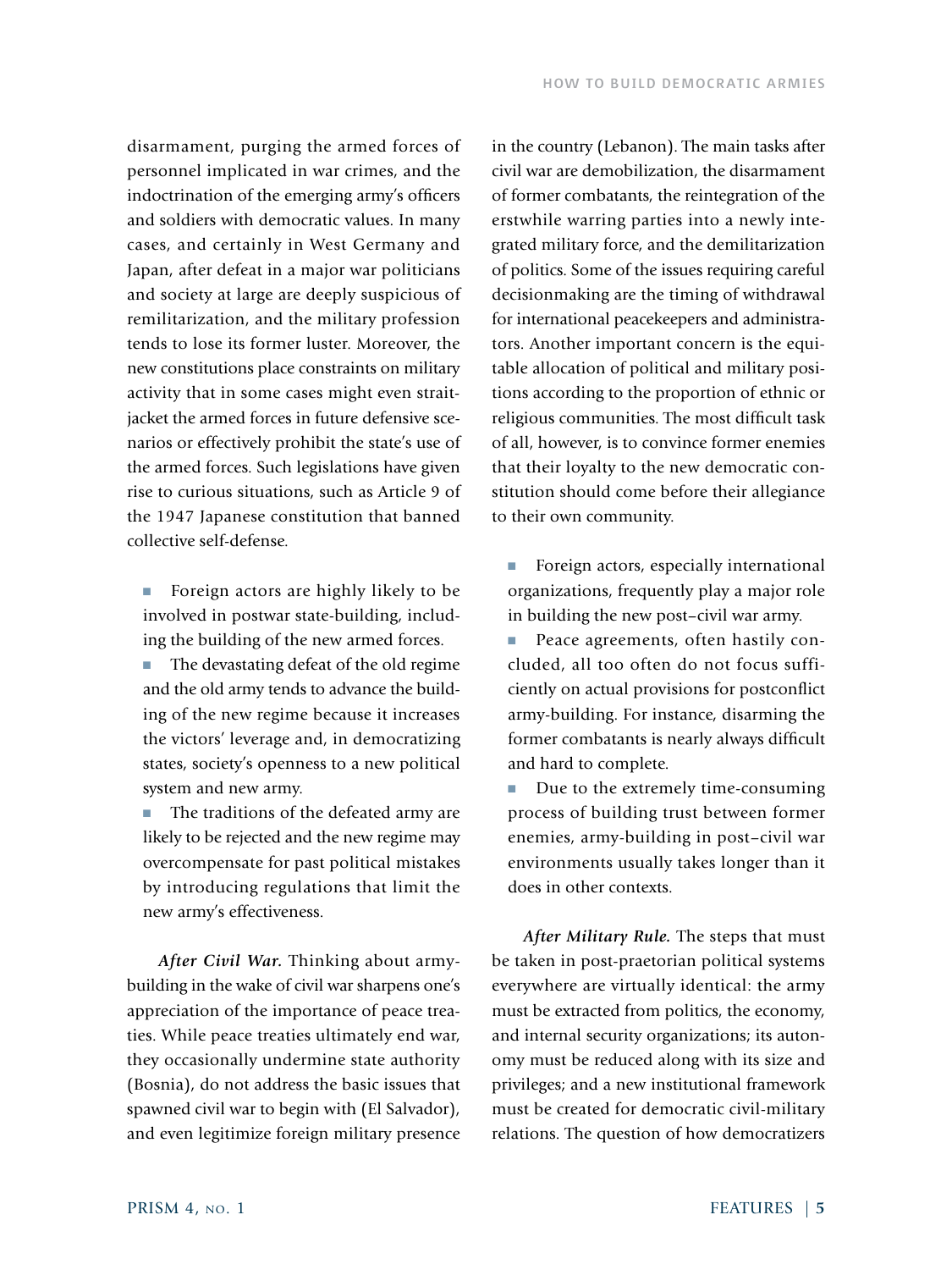disarmament, purging the armed forces of personnel implicated in war crimes, and the indoctrination of the emerging army's officers and soldiers with democratic values. In many cases, and certainly in West Germany and Japan, after defeat in a major war politicians and society at large are deeply suspicious of remilitarization, and the military profession tends to lose its former luster. Moreover, the new constitutions place constraints on military activity that in some cases might even straitjacket the armed forces in future defensive scenarios or effectively prohibit the state's use of the armed forces. Such legislations have given rise to curious situations, such as Article 9 of the 1947 Japanese constitution that banned collective self-defense.

- Foreign actors are highly likely to be involved in postwar state-building, including the building of the new armed forces.
- The devastating defeat of the old regime and the old army tends to advance the building of the new regime because it increases the victors' leverage and, in democratizing states, society's openness to a new political system and new army.
- The traditions of the defeated army are likely to be rejected and the new regime may overcompensate for past political mistakes by introducing regulations that limit the new army's effectiveness.

*After Civil War.* Thinking about army-building in the wake of civil war sharpens one's appreciation of the importance of peace treaties. While peace treaties ultimately end war, they occasionally undermine state authority (Bosnia), do not address the basic issues that spawned civil war to begin with (El Salvador), and even legitimize foreign military presence in the country (Lebanon). The main tasks after civil war are demobilization, the disarmament of former combatants, the reintegration of the erstwhile warring parties into a newly integrated military force, and the demilitarization of politics. Some of the issues requiring careful decisionmaking are the timing of withdrawal for international peacekeepers and administrators. Another important concern is the equitable allocation of political and military positions according to the proportion of ethnic or religious communities. The most difficult task of all, however, is to convince former enemies that their loyalty to the new democratic constitution should come before their allegiance to their own community.

- Foreign actors, especially international organizations, frequently play a major role in building the new post–civil war army.
- Peace agreements, often hastily concluded, all too often do not focus sufficiently on actual provisions for postconflict army-building. For instance, disarming the former combatants is nearly always difficult and hard to complete.
- Due to the extremely time-consuming process of building trust between former enemies, army-building in post–civil war environments usually takes longer than it does in other contexts.

*After Military Rule.* The steps that must be taken in post-praetorian political systems everywhere are virtually identical: the army must be extracted from politics, the economy, and internal security organizations; its autonomy must be reduced along with its size and privileges; and a new institutional framework must be created for democratic civil-military relations. The question of how democratizers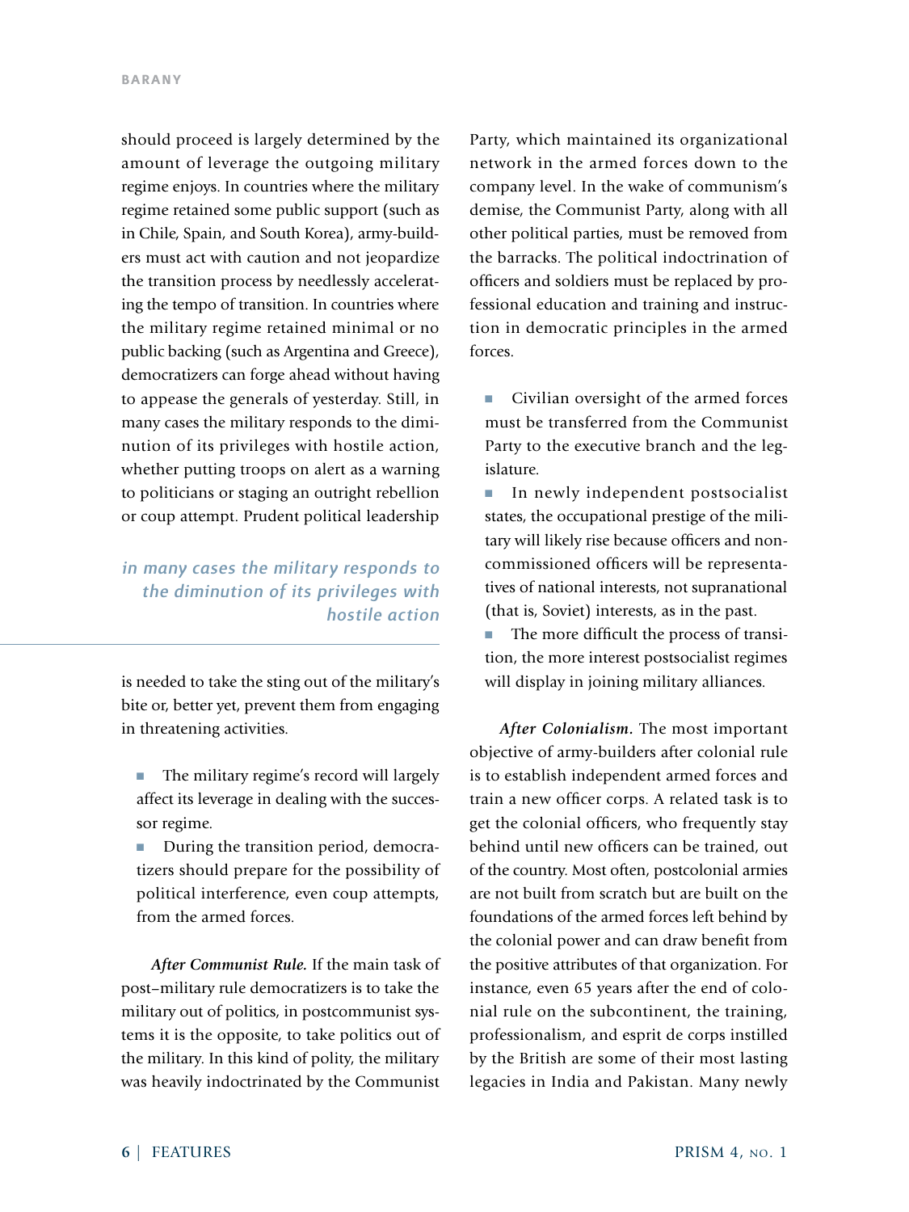should proceed is largely determined by the amount of leverage the outgoing military regime enjoys. In countries where the military regime retained some public support (such as in Chile, Spain, and South Korea), army-builders must act with caution and not jeopardize the transition process by needlessly accelerating the tempo of transition. In countries where the military regime retained minimal or no public backing (such as Argentina and Greece), democratizers can forge ahead without having to appease the generals of yesterday. Still, in many cases the military responds to the diminution of its privileges with hostile action, whether putting troops on alert as a warning to politicians or staging an outright rebellion or coup attempt. Prudent political leadership is needed to take the sting out of the military's bite or, better yet, prevent them from engaging in threatening activities.

*in many cases the military responds to the diminution of its privileges with hostile action*

- The military regime's record will largely affect its leverage in dealing with the successor regime.
- During the transition period, democratizers should prepare for the possibility of political interference, even coup attempts, from the armed forces.

***After Communist Rule.*** If the main task of post–military rule democratizers is to take the military out of politics, in postcommunist systems it is the opposite, to take politics out of the military. In this kind of polity, the military was heavily indoctrinated by the Communist Party, which maintained its organizational network in the armed forces down to the company level. In the wake of communism's demise, the Communist Party, along with all other political parties, must be removed from the barracks. The political indoctrination of officers and soldiers must be replaced by professional education and training and instruction in democratic principles in the armed forces.

- Civilian oversight of the armed forces must be transferred from the Communist Party to the executive branch and the legislature.
- In newly independent postsocialist states, the occupational prestige of the military will likely rise because officers and noncommissioned officers will be representatives of national interests, not supranational (that is, Soviet) interests, as in the past.
- The more difficult the process of transition, the more interest postsocialist regimes will display in joining military alliances.

***After Colonialism.*** The most important objective of army-builders after colonial rule is to establish independent armed forces and train a new officer corps. A related task is to get the colonial officers, who frequently stay behind until new officers can be trained, out of the country. Most often, postcolonial armies are not built from scratch but are built on the foundations of the armed forces left behind by the colonial power and can draw benefit from the positive attributes of that organization. For instance, even 65 years after the end of colonial rule on the subcontinent, the training, professionalism, and esprit de corps instilled by the British are some of their most lasting legacies in India and Pakistan. Many newly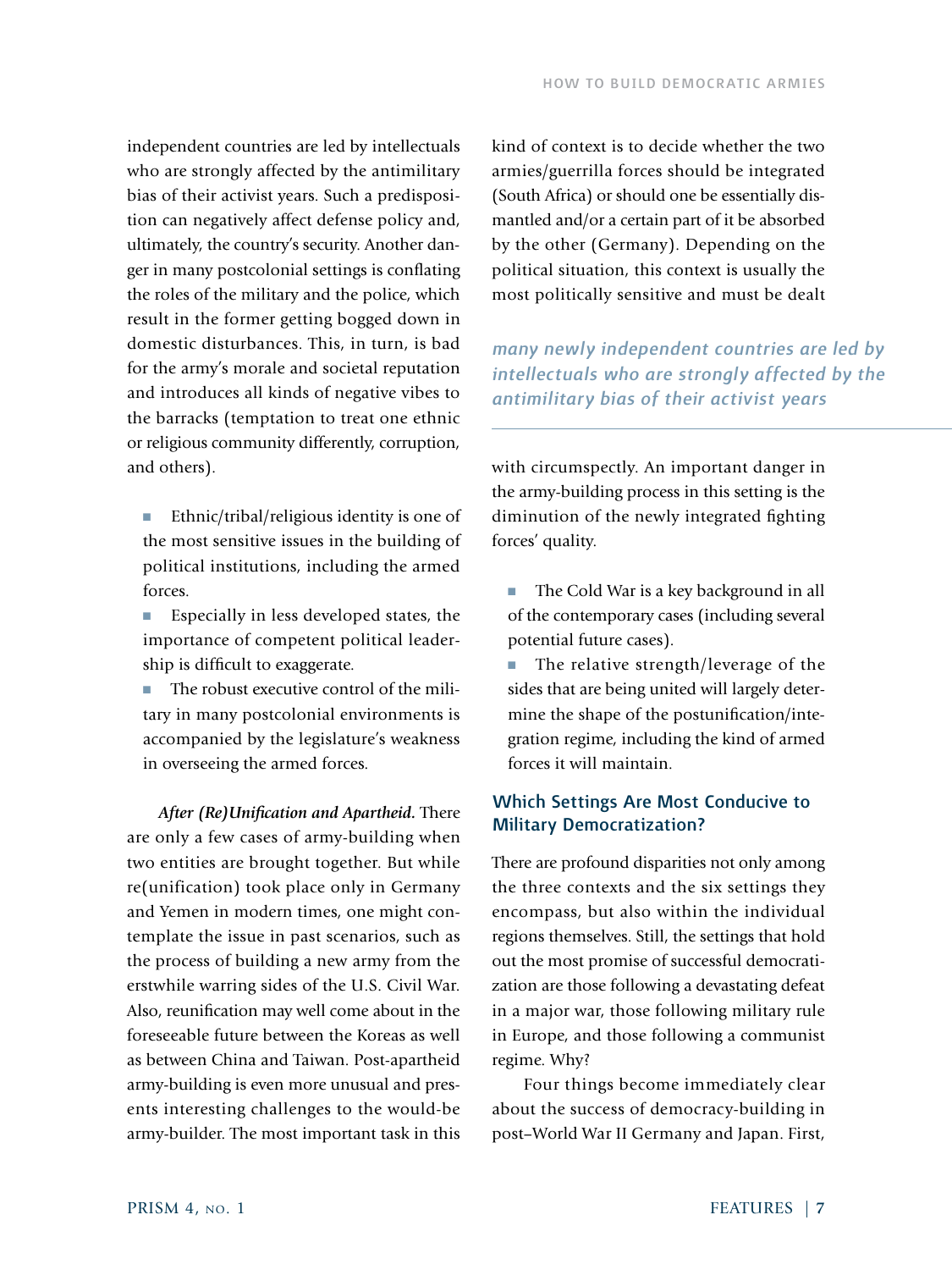independent countries are led by intellectuals who are strongly affected by the antimilitary bias of their activist years. Such a predisposition can negatively affect defense policy and, ultimately, the country's security. Another danger in many postcolonial settings is conflating the roles of the military and the police, which result in the former getting bogged down in domestic disturbances. This, in turn, is bad for the army's morale and societal reputation and introduces all kinds of negative vibes to the barracks (temptation to treat one ethnic or religious community differently, corruption, and others).

- Ethnic/tribal/religious identity is one of the most sensitive issues in the building of political institutions, including the armed forces.
- Especially in less developed states, the importance of competent political leadership is difficult to exaggerate.
- The robust executive control of the military in many postcolonial environments is accompanied by the legislature's weakness in overseeing the armed forces.

***After (Re)Unification and Apartheid.*** There are only a few cases of army-building when two entities are brought together. But while re(unification) took place only in Germany and Yemen in modern times, one might contemplate the issue in past scenarios, such as the process of building a new army from the erstwhile warring sides of the U.S. Civil War. Also, reunification may well come about in the foreseeable future between the Koreas as well as between China and Taiwan. Post-apartheid army-building is even more unusual and presents interesting challenges to the would-be army-builder. The most important task in this kind of context is to decide whether the two armies/guerrilla forces should be integrated (South Africa) or should one be essentially dismantled and/or a certain part of it be absorbed by the other (Germany). Depending on the political situation, this context is usually the most politically sensitive and must be dealt with circumspectly. An important danger in the army-building process in this setting is the diminution of the newly integrated fighting forces' quality.

*many newly independent countries are led by intellectuals who are strongly affected by the antimilitary bias of their activist years*

- The Cold War is a key background in all of the contemporary cases (including several potential future cases).
- The relative strength/leverage of the sides that are being united will largely determine the shape of the postunification/integration regime, including the kind of armed forces it will maintain.

## Which Settings Are Most Conducive to Military Democratization?

There are profound disparities not only among the three contexts and the six settings they encompass, but also within the individual regions themselves. Still, the settings that hold out the most promise of successful democratization are those following a devastating defeat in a major war, those following military rule in Europe, and those following a communist regime. Why?

Four things become immediately clear about the success of democracy-building in post–World War II Germany and Japan. First,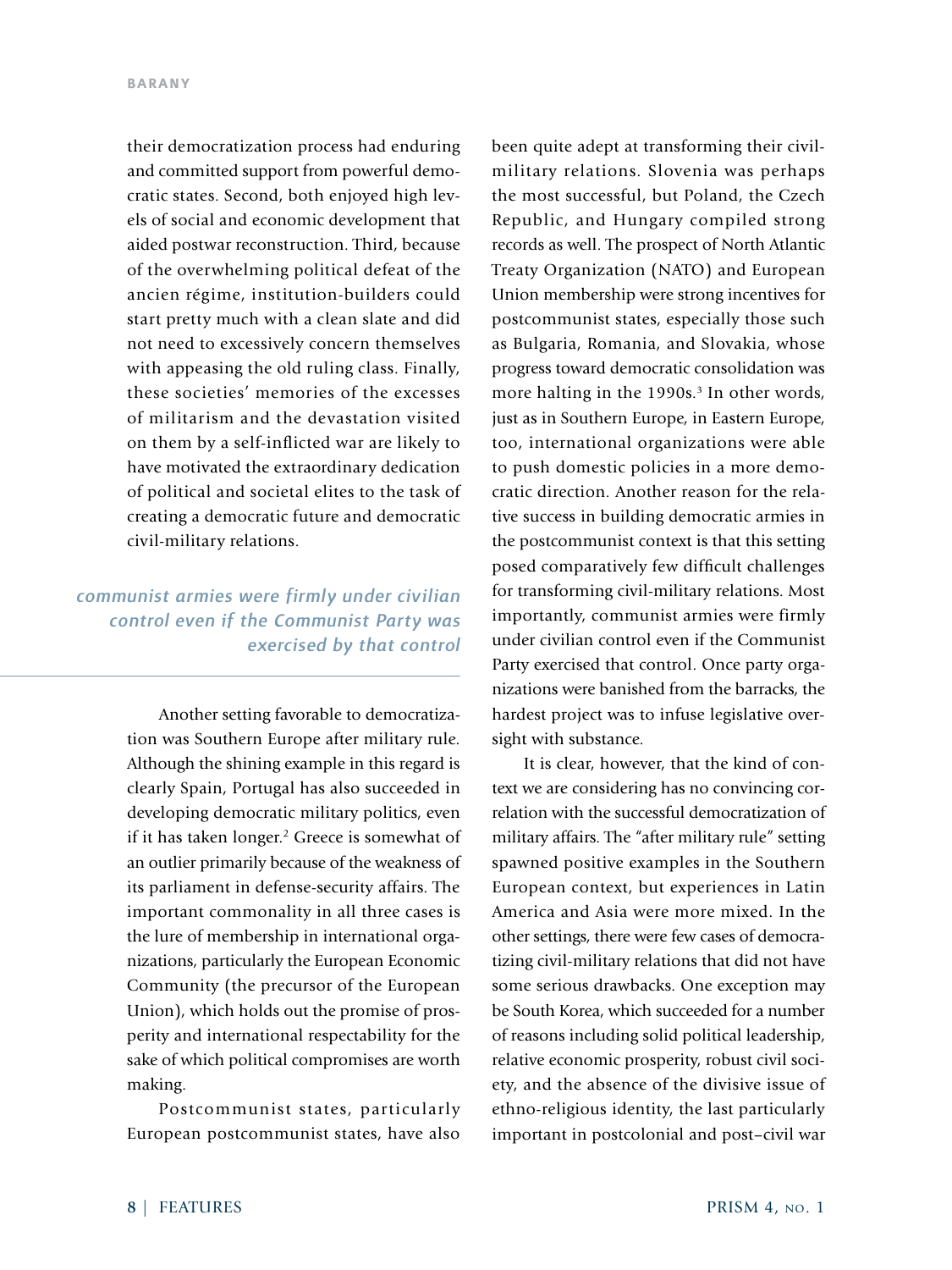their democratization process had enduring and committed support from powerful democratic states. Second, both enjoyed high levels of social and economic development that aided postwar reconstruction. Third, because of the overwhelming political defeat of the ancien régime, institution-builders could start pretty much with a clean slate and did not need to excessively concern themselves with appeasing the old ruling class. Finally, these societies' memories of the excesses of militarism and the devastation visited on them by a self-inflicted war are likely to have motivated the extraordinary dedication of political and societal elites to the task of creating a democratic future and democratic civil-military relations.

*communist armies were firmly under civilian control even if the Communist Party was exercised by that control*

Another setting favorable to democratization was Southern Europe after military rule. Although the shining example in this regard is clearly Spain, Portugal has also succeeded in developing democratic military politics, even if it has taken longer.[2] Greece is somewhat of an outlier primarily because of the weakness of its parliament in defense-security affairs. The important commonality in all three cases is the lure of membership in international organizations, particularly the European Economic Community (the precursor of the European Union), which holds out the promise of prosperity and international respectability for the sake of which political compromises are worth making.

Postcommunist states, particularly European postcommunist states, have also been quite adept at transforming their civil-military relations. Slovenia was perhaps the most successful, but Poland, the Czech Republic, and Hungary compiled strong records as well. The prospect of North Atlantic Treaty Organization (NATO) and European Union membership were strong incentives for postcommunist states, especially those such as Bulgaria, Romania, and Slovakia, whose progress toward democratic consolidation was more halting in the 1990s.[3] In other words, just as in Southern Europe, in Eastern Europe, too, international organizations were able to push domestic policies in a more democratic direction. Another reason for the relative success in building democratic armies in the postcommunist context is that this setting posed comparatively few difficult challenges for transforming civil-military relations. Most importantly, communist armies were firmly under civilian control even if the Communist Party exercised that control. Once party organizations were banished from the barracks, the hardest project was to infuse legislative oversight with substance.

It is clear, however, that the kind of context we are considering has no convincing correlation with the successful democratization of military affairs. The "after military rule" setting spawned positive examples in the Southern European context, but experiences in Latin America and Asia were more mixed. In the other settings, there were few cases of democratizing civil-military relations that did not have some serious drawbacks. One exception may be South Korea, which succeeded for a number of reasons including solid political leadership, relative economic prosperity, robust civil society, and the absence of the divisive issue of ethno-religious identity, the last particularly important in postcolonial and post–civil war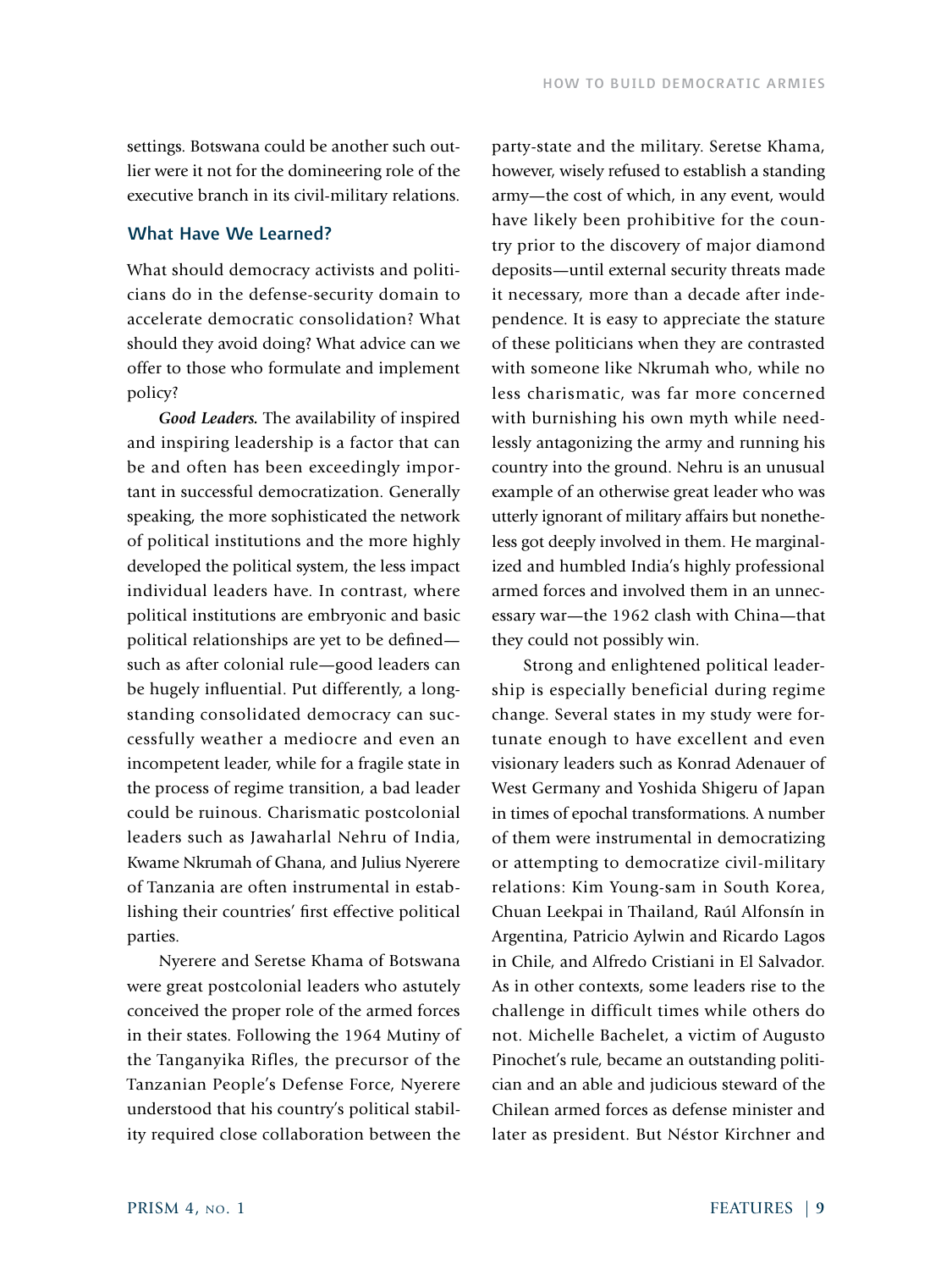settings. Botswana could be another such outlier were it not for the domineering role of the executive branch in its civil-military relations.

## What Have We Learned?

What should democracy activists and politicians do in the defense-security domain to accelerate democratic consolidation? What should they avoid doing? What advice can we offer to those who formulate and implement policy?

***Good Leaders.*** The availability of inspired and inspiring leadership is a factor that can be and often has been exceedingly important in successful democratization. Generally speaking, the more sophisticated the network of political institutions and the more highly developed the political system, the less impact individual leaders have. In contrast, where political institutions are embryonic and basic political relationships are yet to be defined—such as after colonial rule—good leaders can be hugely influential. Put differently, a longstanding consolidated democracy can successfully weather a mediocre and even an incompetent leader, while for a fragile state in the process of regime transition, a bad leader could be ruinous. Charismatic postcolonial leaders such as Jawaharlal Nehru of India, Kwame Nkrumah of Ghana, and Julius Nyerere of Tanzania are often instrumental in establishing their countries' first effective political parties.

Nyerere and Seretse Khama of Botswana were great postcolonial leaders who astutely conceived the proper role of the armed forces in their states. Following the 1964 Mutiny of the Tanganyika Rifles, the precursor of the Tanzanian People's Defense Force, Nyerere understood that his country's political stability required close collaboration between the party-state and the military. Seretse Khama, however, wisely refused to establish a standing army—the cost of which, in any event, would have likely been prohibitive for the country prior to the discovery of major diamond deposits—until external security threats made it necessary, more than a decade after independence. It is easy to appreciate the stature of these politicians when they are contrasted with someone like Nkrumah who, while no less charismatic, was far more concerned with burnishing his own myth while needlessly antagonizing the army and running his country into the ground. Nehru is an unusual example of an otherwise great leader who was utterly ignorant of military affairs but nonetheless got deeply involved in them. He marginalized and humbled India's highly professional armed forces and involved them in an unnecessary war—the 1962 clash with China—that they could not possibly win.

Strong and enlightened political leadership is especially beneficial during regime change. Several states in my study were fortunate enough to have excellent and even visionary leaders such as Konrad Adenauer of West Germany and Yoshida Shigeru of Japan in times of epochal transformations. A number of them were instrumental in democratizing or attempting to democratize civil-military relations: Kim Young-sam in South Korea, Chuan Leekpai in Thailand, Raúl Alfonsín in Argentina, Patricio Aylwin and Ricardo Lagos in Chile, and Alfredo Cristiani in El Salvador. As in other contexts, some leaders rise to the challenge in difficult times while others do not. Michelle Bachelet, a victim of Augusto Pinochet's rule, became an outstanding politician and an able and judicious steward of the Chilean armed forces as defense minister and later as president. But Néstor Kirchner and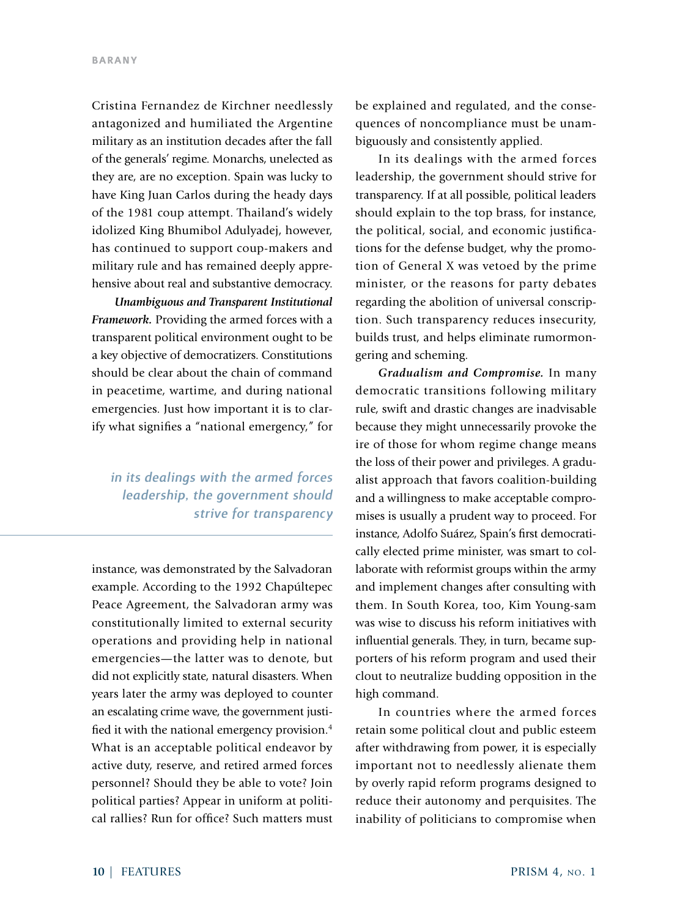Cristina Fernandez de Kirchner needlessly antagonized and humiliated the Argentine military as an institution decades after the fall of the generals' regime. Monarchs, unelected as they are, are no exception. Spain was lucky to have King Juan Carlos during the heady days of the 1981 coup attempt. Thailand's widely idolized King Bhumibol Adulyadej, however, has continued to support coup-makers and military rule and has remained deeply apprehensive about real and substantive democracy.

***Unambiguous and Transparent Institutional Framework.*** Providing the armed forces with a transparent political environment ought to be a key objective of democratizers. Constitutions should be clear about the chain of command in peacetime, wartime, and during national emergencies. Just how important it is to clarify what signifies a "national emergency," for instance, was demonstrated by the Salvadoran example. According to the 1992 Chapúltepec Peace Agreement, the Salvadoran army was constitutionally limited to external security operations and providing help in national emergencies—the latter was to denote, but did not explicitly state, natural disasters. When years later the army was deployed to counter an escalating crime wave, the government justified it with the national emergency provision.[4] What is an acceptable political endeavor by active duty, reserve, and retired armed forces personnel? Should they be able to vote? Join political parties? Appear in uniform at political rallies? Run for office? Such matters must be explained and regulated, and the consequences of noncompliance must be unambiguously and consistently applied.

*in its dealings with the armed forces leadership, the government should strive for transparency*

In its dealings with the armed forces leadership, the government should strive for transparency. If at all possible, political leaders should explain to the top brass, for instance, the political, social, and economic justifications for the defense budget, why the promotion of General X was vetoed by the prime minister, or the reasons for party debates regarding the abolition of universal conscription. Such transparency reduces insecurity, builds trust, and helps eliminate rumormongering and scheming.

***Gradualism and Compromise.*** In many democratic transitions following military rule, swift and drastic changes are inadvisable because they might unnecessarily provoke the ire of those for whom regime change means the loss of their power and privileges. A gradualist approach that favors coalition-building and a willingness to make acceptable compromises is usually a prudent way to proceed. For instance, Adolfo Suárez, Spain's first democratically elected prime minister, was smart to collaborate with reformist groups within the army and implement changes after consulting with them. In South Korea, too, Kim Young-sam was wise to discuss his reform initiatives with influential generals. They, in turn, became supporters of his reform program and used their clout to neutralize budding opposition in the high command.

In countries where the armed forces retain some political clout and public esteem after withdrawing from power, it is especially important not to needlessly alienate them by overly rapid reform programs designed to reduce their autonomy and perquisites. The inability of politicians to compromise when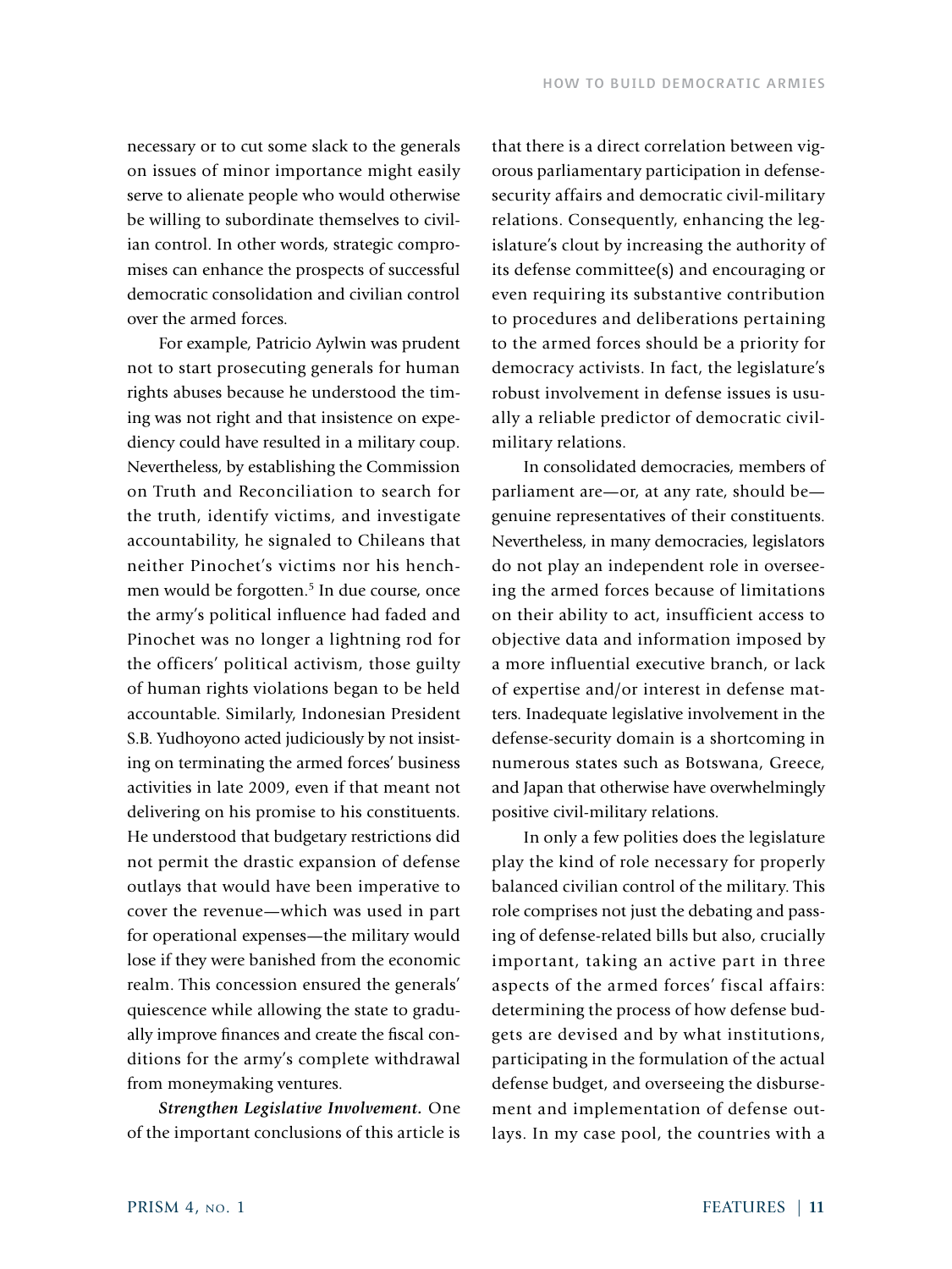necessary or to cut some slack to the generals on issues of minor importance might easily serve to alienate people who would otherwise be willing to subordinate themselves to civilian control. In other words, strategic compromises can enhance the prospects of successful democratic consolidation and civilian control over the armed forces.

For example, Patricio Aylwin was prudent not to start prosecuting generals for human rights abuses because he understood the timing was not right and that insistence on expediency could have resulted in a military coup. Nevertheless, by establishing the Commission on Truth and Reconciliation to search for the truth, identify victims, and investigate accountability, he signaled to Chileans that neither Pinochet's victims nor his henchmen would be forgotten.[5] In due course, once the army's political influence had faded and Pinochet was no longer a lightning rod for the officers' political activism, those guilty of human rights violations began to be held accountable. Similarly, Indonesian President S.B. Yudhoyono acted judiciously by not insisting on terminating the armed forces' business activities in late 2009, even if that meant not delivering on his promise to his constituents. He understood that budgetary restrictions did not permit the drastic expansion of defense outlays that would have been imperative to cover the revenue—which was used in part for operational expenses—the military would lose if they were banished from the economic realm. This concession ensured the generals' quiescence while allowing the state to gradually improve finances and create the fiscal conditions for the army's complete withdrawal from moneymaking ventures.

***Strengthen Legislative Involvement.*** One of the important conclusions of this article is that there is a direct correlation between vigorous parliamentary participation in defense-security affairs and democratic civil-military relations. Consequently, enhancing the legislature's clout by increasing the authority of its defense committee(s) and encouraging or even requiring its substantive contribution to procedures and deliberations pertaining to the armed forces should be a priority for democracy activists. In fact, the legislature's robust involvement in defense issues is usually a reliable predictor of democratic civil-military relations.

In consolidated democracies, members of parliament are—or, at any rate, should be—genuine representatives of their constituents. Nevertheless, in many democracies, legislators do not play an independent role in overseeing the armed forces because of limitations on their ability to act, insufficient access to objective data and information imposed by a more influential executive branch, or lack of expertise and/or interest in defense matters. Inadequate legislative involvement in the defense-security domain is a shortcoming in numerous states such as Botswana, Greece, and Japan that otherwise have overwhelmingly positive civil-military relations.

In only a few polities does the legislature play the kind of role necessary for properly balanced civilian control of the military. This role comprises not just the debating and passing of defense-related bills but also, crucially important, taking an active part in three aspects of the armed forces' fiscal affairs: determining the process of how defense budgets are devised and by what institutions, participating in the formulation of the actual defense budget, and overseeing the disbursement and implementation of defense outlays. In my case pool, the countries with a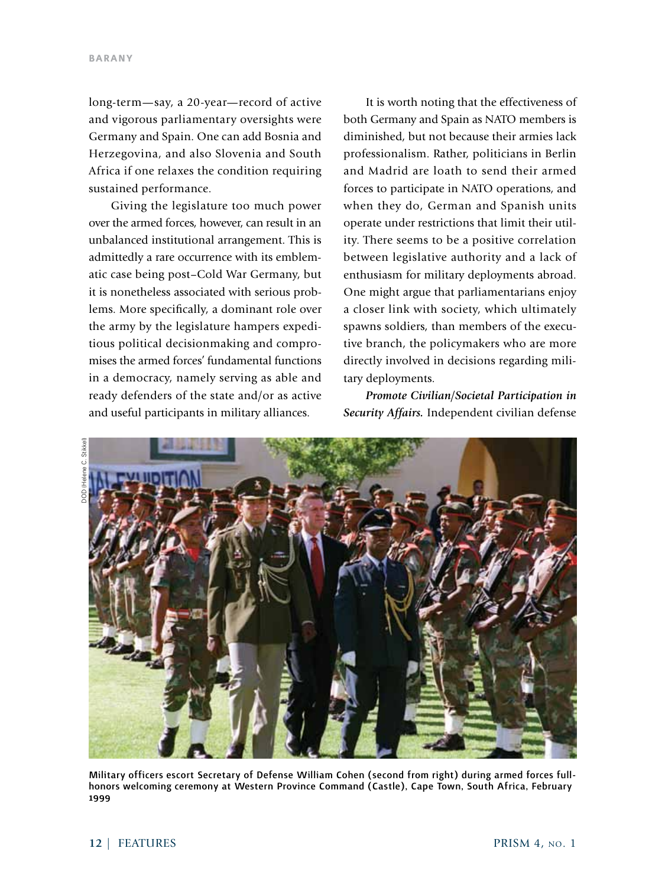long-term—say, a 20-year—record of active and vigorous parliamentary oversights were Germany and Spain. One can add Bosnia and Herzegovina, and also Slovenia and South Africa if one relaxes the condition requiring sustained performance.

Giving the legislature too much power over the armed forces, however, can result in an unbalanced institutional arrangement. This is admittedly a rare occurrence with its emblematic case being post–Cold War Germany, but it is nonetheless associated with serious problems. More specifically, a dominant role over the army by the legislature hampers expeditious political decisionmaking and compromises the armed forces' fundamental functions in a democracy, namely serving as able and ready defenders of the state and/or as active and useful participants in military alliances.

It is worth noting that the effectiveness of both Germany and Spain as NATO members is diminished, but not because their armies lack professionalism. Rather, politicians in Berlin and Madrid are loath to send their armed forces to participate in NATO operations, and when they do, German and Spanish units operate under restrictions that limit their utility. There seems to be a positive correlation between legislative authority and a lack of enthusiasm for military deployments abroad. One might argue that parliamentarians enjoy a closer link with society, which ultimately spawns soldiers, than members of the executive branch, the policymakers who are more directly involved in decisions regarding military deployments.

***Promote Civilian/Societal Participation in Security Affairs.*** Independent civilian defense

DOD (Helene C. Stikkel)

**Military officers escort Secretary of Defense William Cohen (second from right) during armed forces full-honors welcoming ceremony at Western Province Command (Castle), Cape Town, South Africa, February 1999**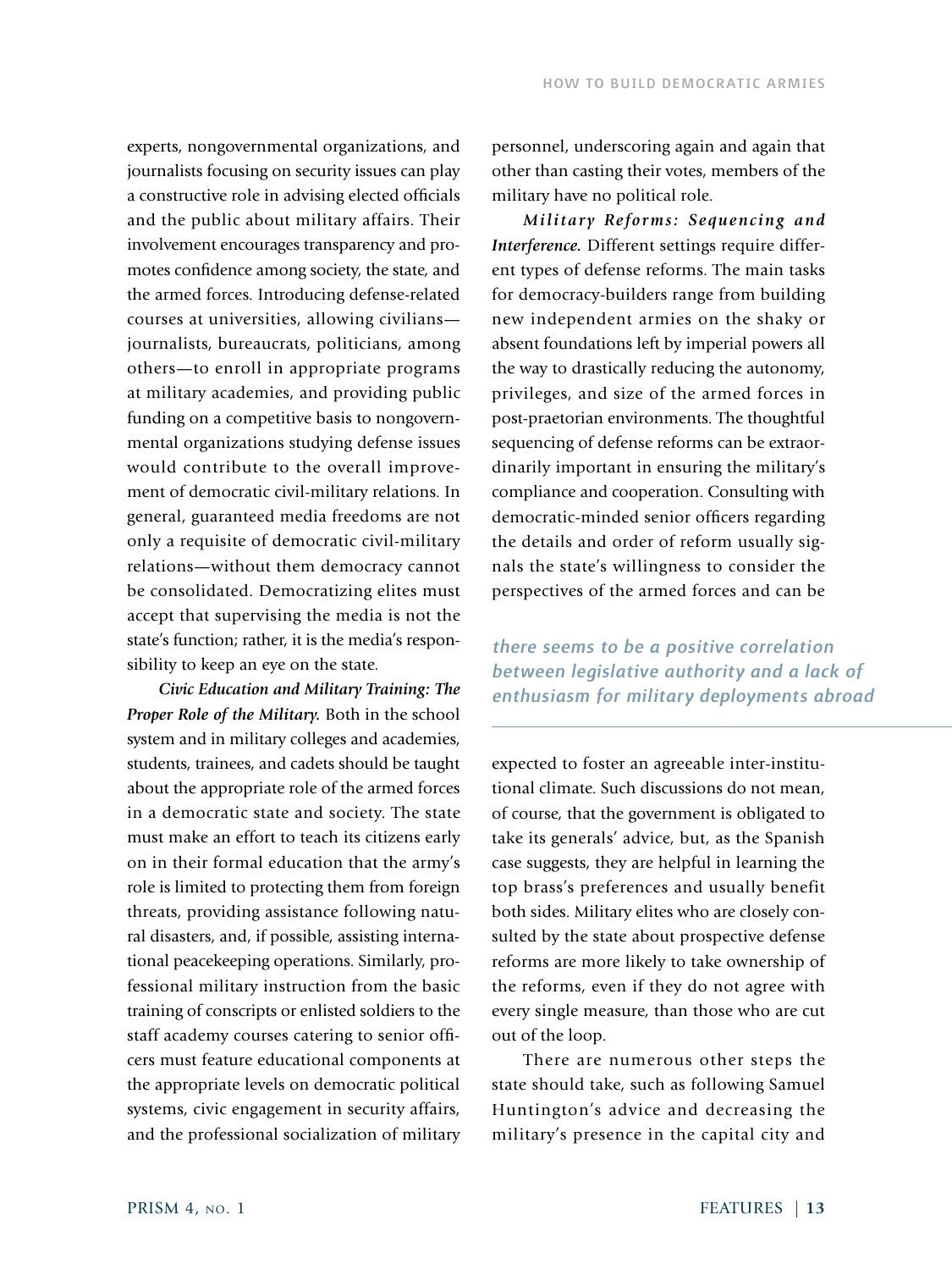experts, nongovernmental organizations, and journalists focusing on security issues can play a constructive role in advising elected officials and the public about military affairs. Their involvement encourages transparency and promotes confidence among society, the state, and the armed forces. Introducing defense-related courses at universities, allowing civilians—journalists, bureaucrats, politicians, among others—to enroll in appropriate programs at military academies, and providing public funding on a competitive basis to nongovernmental organizations studying defense issues would contribute to the overall improvement of democratic civil-military relations. In general, guaranteed media freedoms are not only a requisite of democratic civil-military relations—without them democracy cannot be consolidated. Democratizing elites must accept that supervising the media is not the state's function; rather, it is the media's responsibility to keep an eye on the state.

***Civic Education and Military Training: The Proper Role of the Military.*** Both in the school system and in military colleges and academies, students, trainees, and cadets should be taught about the appropriate role of the armed forces in a democratic state and society. The state must make an effort to teach its citizens early on in their formal education that the army's role is limited to protecting them from foreign threats, providing assistance following natural disasters, and, if possible, assisting international peacekeeping operations. Similarly, professional military instruction from the basic training of conscripts or enlisted soldiers to the staff academy courses catering to senior officers must feature educational components at the appropriate levels on democratic political systems, civic engagement in security affairs, and the professional socialization of military personnel, underscoring again and again that other than casting their votes, members of the military have no political role.

***Military Reforms: Sequencing and Interference.*** Different settings require different types of defense reforms. The main tasks for democracy-builders range from building new independent armies on the shaky or absent foundations left by imperial powers all the way to drastically reducing the autonomy, privileges, and size of the armed forces in post-praetorian environments. The thoughtful sequencing of defense reforms can be extraordinarily important in ensuring the military's compliance and cooperation. Consulting with democratic-minded senior officers regarding the details and order of reform usually signals the state's willingness to consider the perspectives of the armed forces and can be expected to foster an agreeable inter-institutional climate. Such discussions do not mean, of course, that the government is obligated to take its generals' advice, but, as the Spanish case suggests, they are helpful in learning the top brass's preferences and usually benefit both sides. Military elites who are closely consulted by the state about prospective defense reforms are more likely to take ownership of the reforms, even if they do not agree with every single measure, than those who are cut out of the loop.

*there seems to be a positive correlation between legislative authority and a lack of enthusiasm for military deployments abroad*

There are numerous other steps the state should take, such as following Samuel Huntington's advice and decreasing the military's presence in the capital city and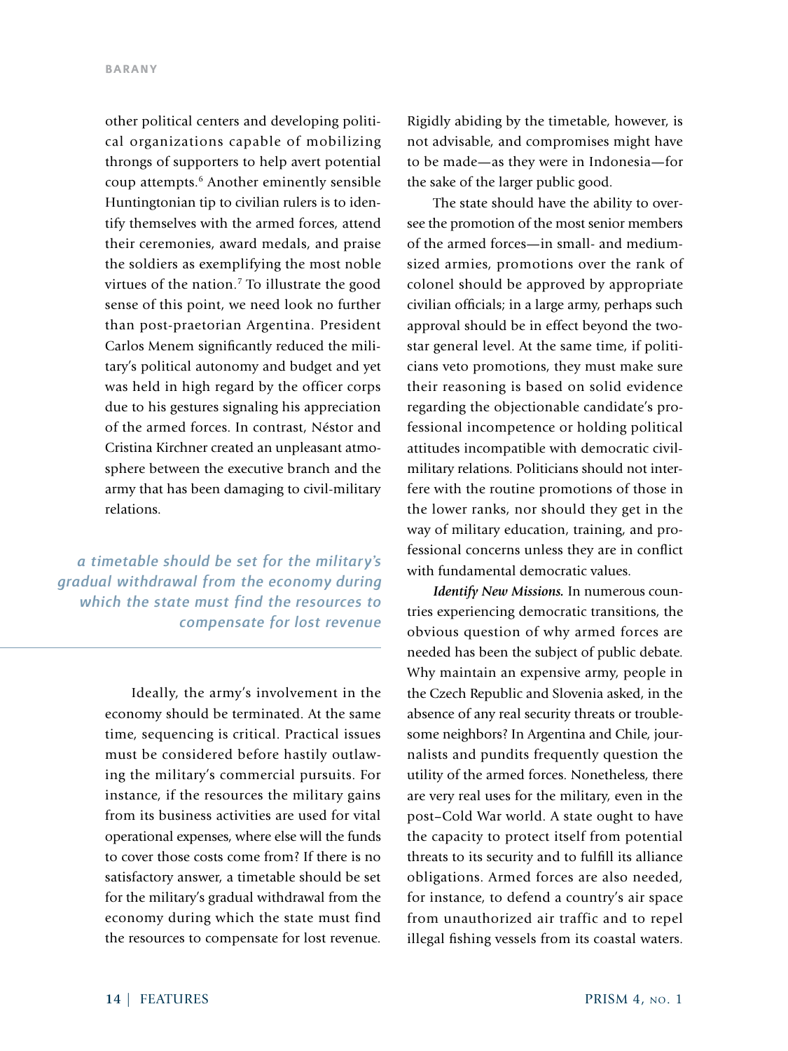other political centers and developing political organizations capable of mobilizing throngs of supporters to help avert potential coup attempts.[6] Another eminently sensible Huntingtonian tip to civilian rulers is to identify themselves with the armed forces, attend their ceremonies, award medals, and praise the soldiers as exemplifying the most noble virtues of the nation.[7] To illustrate the good sense of this point, we need look no further than post-praetorian Argentina. President Carlos Menem significantly reduced the military's political autonomy and budget and yet was held in high regard by the officer corps due to his gestures signaling his appreciation of the armed forces. In contrast, Néstor and Cristina Kirchner created an unpleasant atmosphere between the executive branch and the army that has been damaging to civil-military relations.

*a timetable should be set for the military's gradual withdrawal from the economy during which the state must find the resources to compensate for lost revenue*

Ideally, the army's involvement in the economy should be terminated. At the same time, sequencing is critical. Practical issues must be considered before hastily outlawing the military's commercial pursuits. For instance, if the resources the military gains from its business activities are used for vital operational expenses, where else will the funds to cover those costs come from? If there is no satisfactory answer, a timetable should be set for the military's gradual withdrawal from the economy during which the state must find the resources to compensate for lost revenue. Rigidly abiding by the timetable, however, is not advisable, and compromises might have to be made—as they were in Indonesia—for the sake of the larger public good.

The state should have the ability to oversee the promotion of the most senior members of the armed forces—in small- and medium-sized armies, promotions over the rank of colonel should be approved by appropriate civilian officials; in a large army, perhaps such approval should be in effect beyond the two-star general level. At the same time, if politicians veto promotions, they must make sure their reasoning is based on solid evidence regarding the objectionable candidate's professional incompetence or holding political attitudes incompatible with democratic civil-military relations. Politicians should not interfere with the routine promotions of those in the lower ranks, nor should they get in the way of military education, training, and professional concerns unless they are in conflict with fundamental democratic values.

***Identify New Missions.*** In numerous countries experiencing democratic transitions, the obvious question of why armed forces are needed has been the subject of public debate. Why maintain an expensive army, people in the Czech Republic and Slovenia asked, in the absence of any real security threats or troublesome neighbors? In Argentina and Chile, journalists and pundits frequently question the utility of the armed forces. Nonetheless, there are very real uses for the military, even in the post–Cold War world. A state ought to have the capacity to protect itself from potential threats to its security and to fulfill its alliance obligations. Armed forces are also needed, for instance, to defend a country's air space from unauthorized air traffic and to repel illegal fishing vessels from its coastal waters.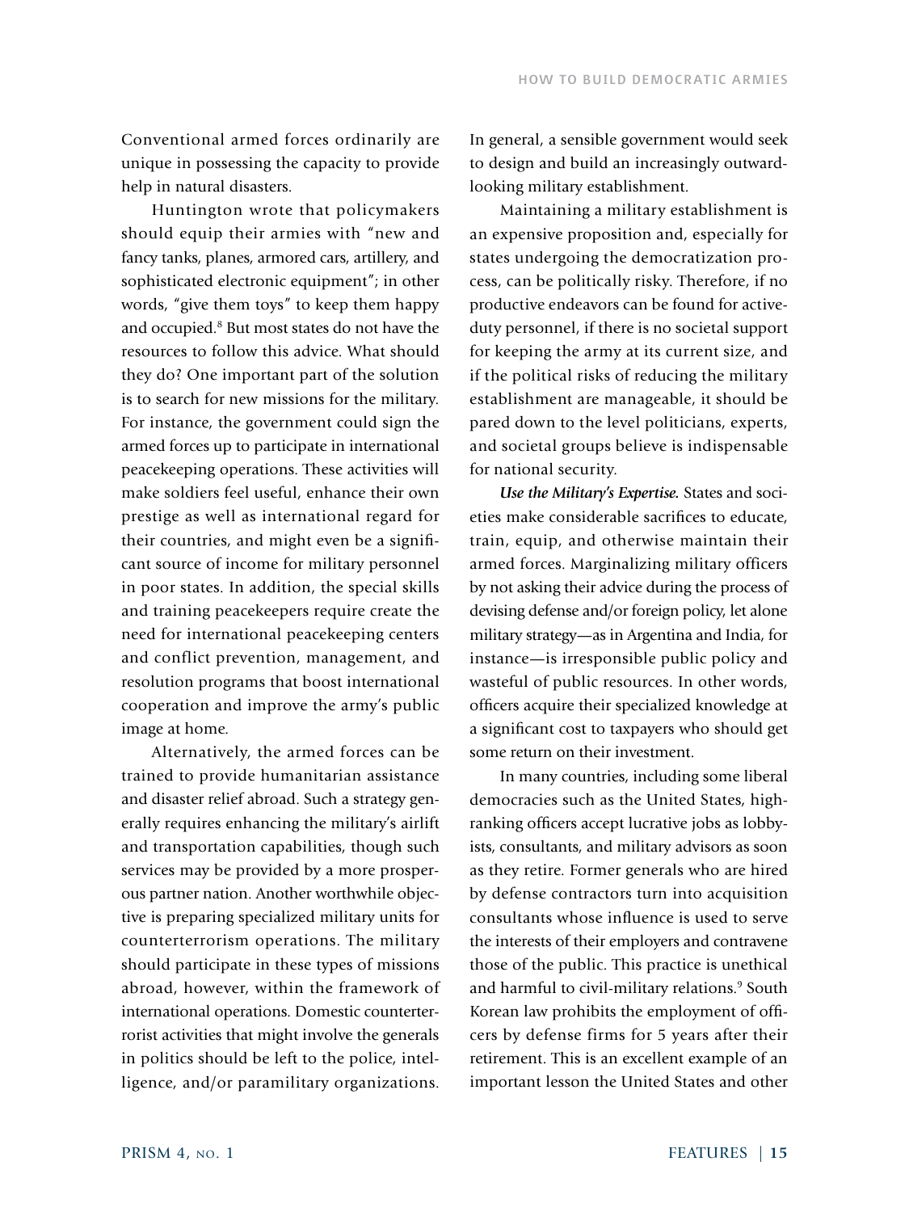Conventional armed forces ordinarily are unique in possessing the capacity to provide help in natural disasters.

Huntington wrote that policymakers should equip their armies with "new and fancy tanks, planes, armored cars, artillery, and sophisticated electronic equipment"; in other words, "give them toys" to keep them happy and occupied.[8] But most states do not have the resources to follow this advice. What should they do? One important part of the solution is to search for new missions for the military. For instance, the government could sign the armed forces up to participate in international peacekeeping operations. These activities will make soldiers feel useful, enhance their own prestige as well as international regard for their countries, and might even be a significant source of income for military personnel in poor states. In addition, the special skills and training peacekeepers require create the need for international peacekeeping centers and conflict prevention, management, and resolution programs that boost international cooperation and improve the army's public image at home.

Alternatively, the armed forces can be trained to provide humanitarian assistance and disaster relief abroad. Such a strategy generally requires enhancing the military's airlift and transportation capabilities, though such services may be provided by a more prosperous partner nation. Another worthwhile objective is preparing specialized military units for counterterrorism operations. The military should participate in these types of missions abroad, however, within the framework of international operations. Domestic counterterrorist activities that might involve the generals in politics should be left to the police, intelligence, and/or paramilitary organizations. In general, a sensible government would seek to design and build an increasingly outward-looking military establishment.

Maintaining a military establishment is an expensive proposition and, especially for states undergoing the democratization process, can be politically risky. Therefore, if no productive endeavors can be found for active-duty personnel, if there is no societal support for keeping the army at its current size, and if the political risks of reducing the military establishment are manageable, it should be pared down to the level politicians, experts, and societal groups believe is indispensable for national security.

***Use the Military's Expertise.*** States and societies make considerable sacrifices to educate, train, equip, and otherwise maintain their armed forces. Marginalizing military officers by not asking their advice during the process of devising defense and/or foreign policy, let alone military strategy—as in Argentina and India, for instance—is irresponsible public policy and wasteful of public resources. In other words, officers acquire their specialized knowledge at a significant cost to taxpayers who should get some return on their investment.

In many countries, including some liberal democracies such as the United States, high-ranking officers accept lucrative jobs as lobbyists, consultants, and military advisors as soon as they retire. Former generals who are hired by defense contractors turn into acquisition consultants whose influence is used to serve the interests of their employers and contravene those of the public. This practice is unethical and harmful to civil-military relations.[9] South Korean law prohibits the employment of officers by defense firms for 5 years after their retirement. This is an excellent example of an important lesson the United States and other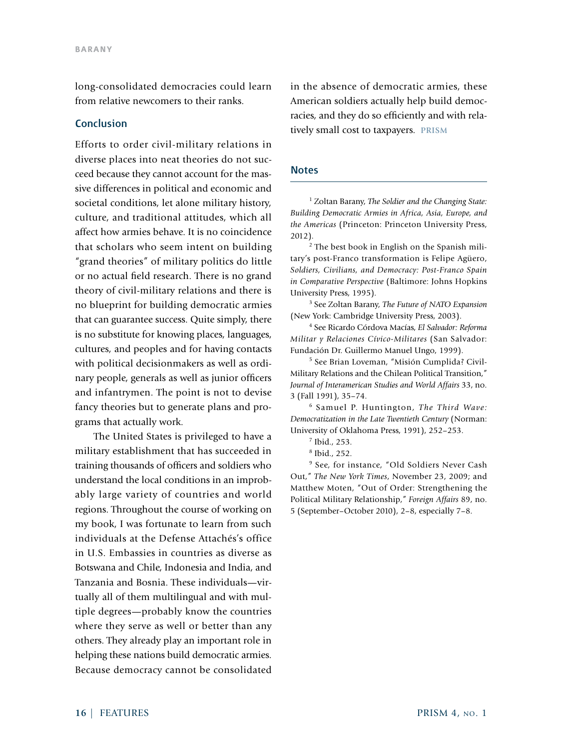long-consolidated democracies could learn from relative newcomers to their ranks.

## Conclusion

Efforts to order civil-military relations in diverse places into neat theories do not succeed because they cannot account for the massive differences in political and economic and societal conditions, let alone military history, culture, and traditional attitudes, which all affect how armies behave. It is no coincidence that scholars who seem intent on building "grand theories" of military politics do little or no actual field research. There is no grand theory of civil-military relations and there is no blueprint for building democratic armies that can guarantee success. Quite simply, there is no substitute for knowing places, languages, cultures, and peoples and for having contacts with political decisionmakers as well as ordinary people, generals as well as junior officers and infantrymen. The point is not to devise fancy theories but to generate plans and programs that actually work.

The United States is privileged to have a military establishment that has succeeded in training thousands of officers and soldiers who understand the local conditions in an improbably large variety of countries and world regions. Throughout the course of working on my book, I was fortunate to learn from such individuals at the Defense Attachés's office in U.S. Embassies in countries as diverse as Botswana and Chile, Indonesia and India, and Tanzania and Bosnia. These individuals—virtually all of them multilingual and with multiple degrees—probably know the countries where they serve as well or better than any others. They already play an important role in helping these nations build democratic armies. Because democracy cannot be consolidated in the absence of democratic armies, these American soldiers actually help build democracies, and they do so efficiently and with relatively small cost to taxpayers. **PRISM**

## Notes

[1] Zoltan Barany, *The Soldier and the Changing State: Building Democratic Armies in Africa, Asia, Europe, and the Americas* (Princeton: Princeton University Press, 2012).

[2] The best book in English on the Spanish military's post-Franco transformation is Felipe Agüero, *Soldiers, Civilians, and Democracy: Post-Franco Spain in Comparative Perspective* (Baltimore: Johns Hopkins University Press, 1995).

[3] See Zoltan Barany, *The Future of NATO Expansion* (New York: Cambridge University Press, 2003).

[4] See Ricardo Córdova Macías, *El Salvador: Reforma Militar y Relaciones Cívico-Militares* (San Salvador: Fundación Dr. Guillermo Manuel Ungo, 1999).

[5] See Brian Loveman, "Misión Cumplida? Civil-Military Relations and the Chilean Political Transition," *Journal of Interamerican Studies and World Affairs* 33, no. 3 (Fall 1991), 35–74.

[6] Samuel P. Huntington, *The Third Wave: Democratization in the Late Twentieth Century* (Norman: University of Oklahoma Press, 1991), 252–253.

[7] Ibid., 253.

[8] Ibid., 252.

[9] See, for instance, "Old Soldiers Never Cash Out," *The New York Times*, November 23, 2009; and Matthew Moten, "Out of Order: Strengthening the Political Military Relationship," *Foreign Affairs* 89, no. 5 (September–October 2010), 2–8, especially 7–8.